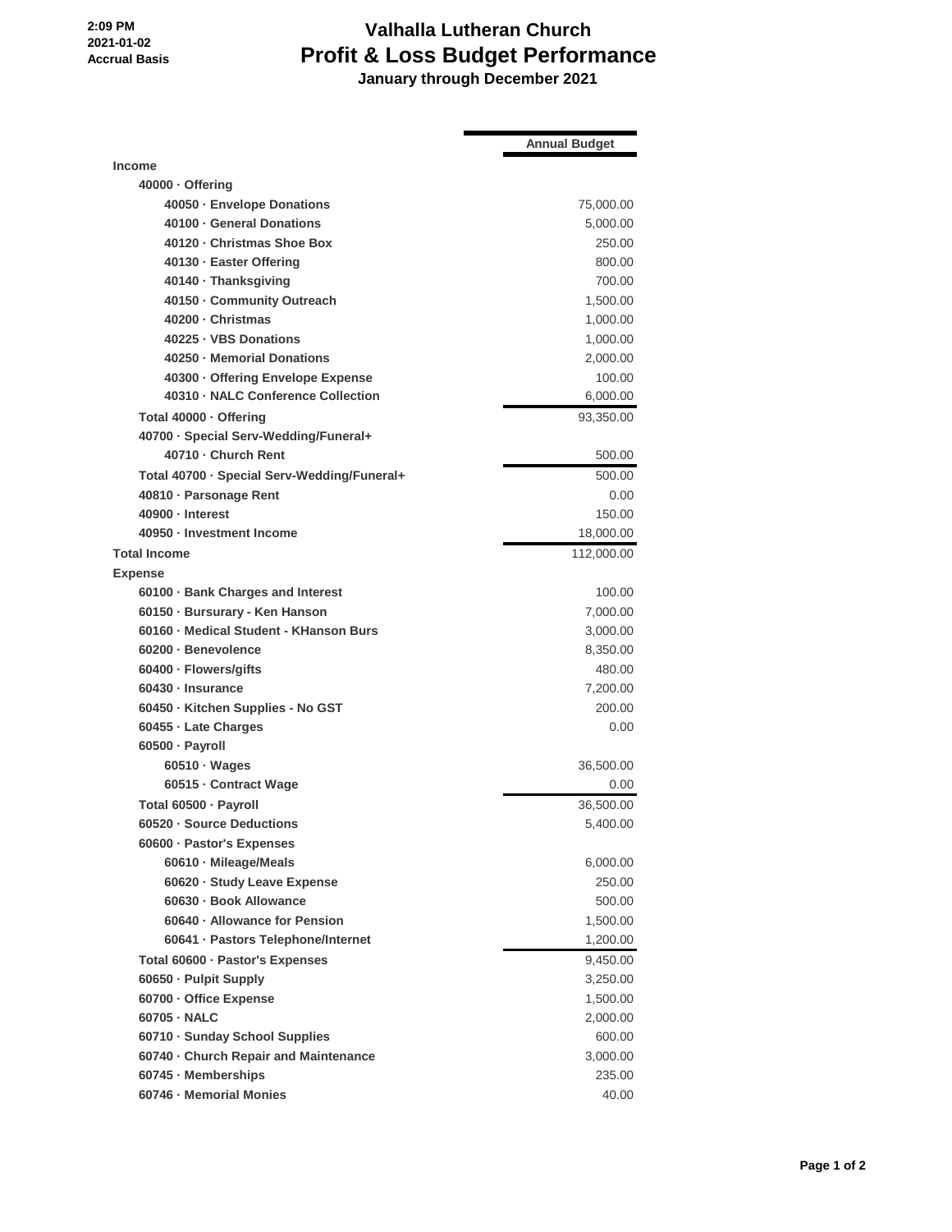2:09 PM
2021-01-02
Accrual Basis

# Valhalla Lutheran Church
## Profit & Loss Budget Performance
### January through December 2021

| | Annual Budget |
|---|---|
| **Income** | |
| 40000 · Offering | |
| 40050 · Envelope Donations | 75,000.00 |
| 40100 · General Donations | 5,000.00 |
| 40120 · Christmas Shoe Box | 250.00 |
| 40130 · Easter Offering | 800.00 |
| 40140 · Thanksgiving | 700.00 |
| 40150 · Community Outreach | 1,500.00 |
| 40200 · Christmas | 1,000.00 |
| 40225 · VBS Donations | 1,000.00 |
| 40250 · Memorial Donations | 2,000.00 |
| 40300 · Offering Envelope Expense | 100.00 |
| 40310 · NALC Conference Collection | 6,000.00 |
| Total 40000 · Offering | 93,350.00 |
| 40700 · Special Serv-Wedding/Funeral+ | |
| 40710 · Church Rent | 500.00 |
| Total 40700 · Special Serv-Wedding/Funeral+ | 500.00 |
| 40810 · Parsonage Rent | 0.00 |
| 40900 · Interest | 150.00 |
| 40950 · Investment Income | 18,000.00 |
| **Total Income** | 112,000.00 |
| **Expense** | |
| 60100 · Bank Charges and Interest | 100.00 |
| 60150 · Bursurary - Ken Hanson | 7,000.00 |
| 60160 · Medical Student - KHanson Burs | 3,000.00 |
| 60200 · Benevolence | 8,350.00 |
| 60400 · Flowers/gifts | 480.00 |
| 60430 · Insurance | 7,200.00 |
| 60450 · Kitchen Supplies - No GST | 200.00 |
| 60455 · Late Charges | 0.00 |
| 60500 · Payroll | |
| 60510 · Wages | 36,500.00 |
| 60515 · Contract Wage | 0.00 |
| Total 60500 · Payroll | 36,500.00 |
| 60520 · Source Deductions | 5,400.00 |
| 60600 · Pastor's Expenses | |
| 60610 · Mileage/Meals | 6,000.00 |
| 60620 · Study Leave Expense | 250.00 |
| 60630 · Book Allowance | 500.00 |
| 60640 · Allowance for Pension | 1,500.00 |
| 60641 · Pastors Telephone/Internet | 1,200.00 |
| Total 60600 · Pastor's Expenses | 9,450.00 |
| 60650 · Pulpit Supply | 3,250.00 |
| 60700 · Office Expense | 1,500.00 |
| 60705 · NALC | 2,000.00 |
| 60710 · Sunday School Supplies | 600.00 |
| 60740 · Church Repair and Maintenance | 3,000.00 |
| 60745 · Memberships | 235.00 |
| 60746 · Memorial Monies | 40.00 |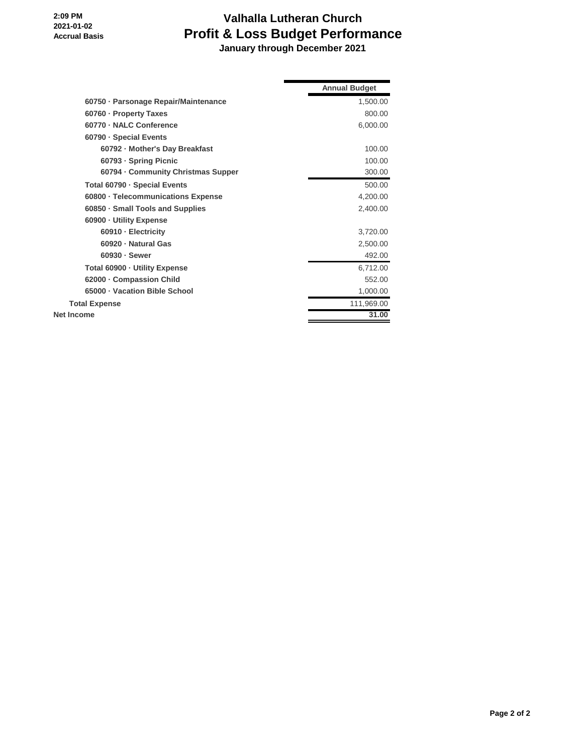# Valhalla Lutheran Church

## Profit & Loss Budget Performance

**January through December 2021**

2:09 PM
2021-01-02
Accrual Basis

| | Annual Budget |
|---|---|
| 60750 · Parsonage Repair/Maintenance | 1,500.00 |
| 60760 · Property Taxes | 800.00 |
| 60770 · NALC Conference | 6,000.00 |
| 60790 · Special Events | |
| 60792 · Mother's Day Breakfast | 100.00 |
| 60793 · Spring Picnic | 100.00 |
| 60794 · Community Christmas Supper | 300.00 |
| Total 60790 · Special Events | 500.00 |
| 60800 · Telecommunications Expense | 4,200.00 |
| 60850 · Small Tools and Supplies | 2,400.00 |
| 60900 · Utility Expense | |
| 60910 · Electricity | 3,720.00 |
| 60920 · Natural Gas | 2,500.00 |
| 60930 · Sewer | 492.00 |
| Total 60900 · Utility Expense | 6,712.00 |
| 62000 · Compassion Child | 552.00 |
| 65000 · Vacation Bible School | 1,000.00 |
| Total Expense | 111,969.00 |
| Net Income | **31.00** |